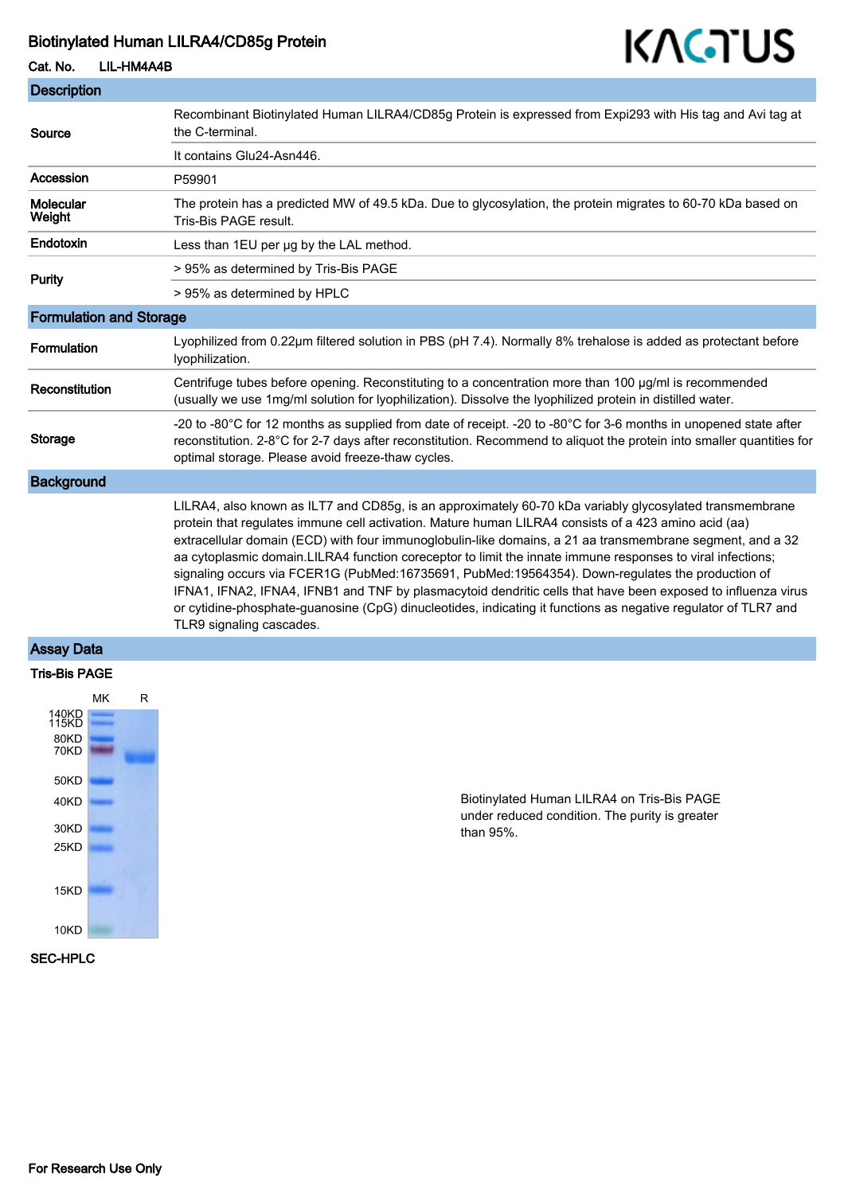# Biotinylated Human LILRA4/CD85g Protein

**Cat. No.** LIL-HM4A4B

## Description

| | |
|---|---|
| **Source** | Recombinant Biotinylated Human LILRA4/CD85g Protein is expressed from Expi293 with His tag and Avi tag at the C-terminal. |
| | It contains Glu24-Asn446. |
| **Accession** | P59901 |
| **Molecular Weight** | The protein has a predicted MW of 49.5 kDa. Due to glycosylation, the protein migrates to 60-70 kDa based on Tris-Bis PAGE result. |
| **Endotoxin** | Less than 1EU per μg by the LAL method. |
| **Purity** | > 95% as determined by Tris-Bis PAGE |
| | > 95% as determined by HPLC |

## Formulation and Storage

| | |
|---|---|
| **Formulation** | Lyophilized from 0.22μm filtered solution in PBS (pH 7.4). Normally 8% trehalose is added as protectant before lyophilization. |
| **Reconstitution** | Centrifuge tubes before opening. Reconstituting to a concentration more than 100 μg/ml is recommended (usually we use 1mg/ml solution for lyophilization). Dissolve the lyophilized protein in distilled water. |
| **Storage** | -20 to -80°C for 12 months as supplied from date of receipt. -20 to -80°C for 3-6 months in unopened state after reconstitution. 2-8°C for 2-7 days after reconstitution. Recommend to aliquot the protein into smaller quantities for optimal storage. Please avoid freeze-thaw cycles. |

## Background

LILRA4, also known as ILT7 and CD85g, is an approximately 60-70 kDa variably glycosylated transmembrane protein that regulates immune cell activation. Mature human LILRA4 consists of a 423 amino acid (aa) extracellular domain (ECD) with four immunoglobulin-like domains, a 21 aa transmembrane segment, and a 32 aa cytoplasmic domain.LILRA4 function coreceptor to limit the innate immune responses to viral infections; signaling occurs via FCER1G (PubMed:16735691, PubMed:19564354). Down-regulates the production of IFNA1, IFNA2, IFNA4, IFNB1 and TNF by plasmacytoid dendritic cells that have been exposed to influenza virus or cytidine-phosphate-guanosine (CpG) dinucleotides, indicating it functions as negative regulator of TLR7 and TLR9 signaling cascades.

## Assay Data

### Tris-Bis PAGE

MK R

140KD
115KD
80KD
70KD
50KD
40KD
30KD
25KD
15KD
10KD

Biotinylated Human LILRA4 on Tris-Bis PAGE under reduced condition. The purity is greater than 95%.

### SEC-HPLC

For Research Use Only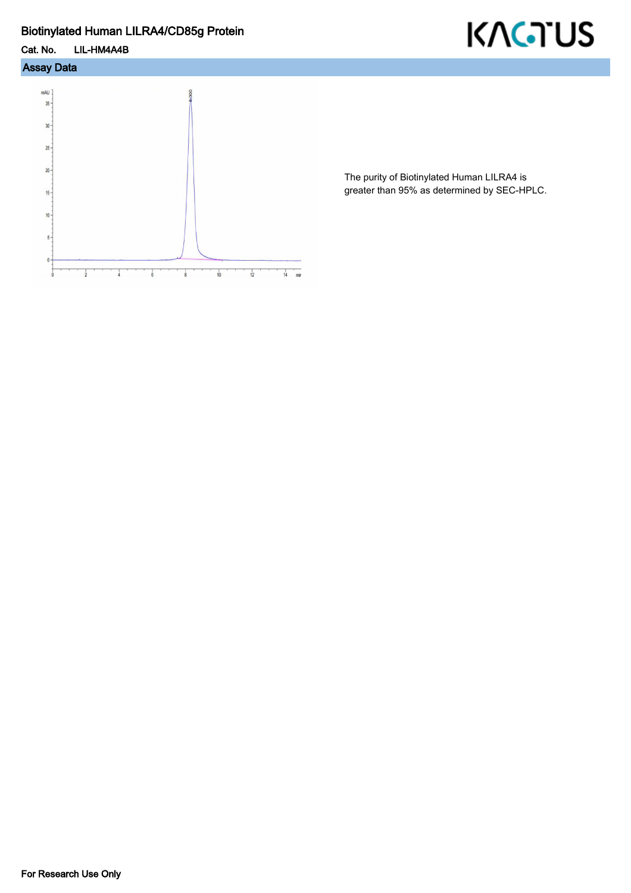# Biotinylated Human LILRA4/CD85g Protein

Cat. No. LIL-HM4A4B

## Assay Data

mAU

35

30

25

20

15

10

5

0

0 2 4 6 8 10 12 14 min

The purity of Biotinylated Human LILRA4 is greater than 95% as determined by SEC-HPLC.

For Research Use Only